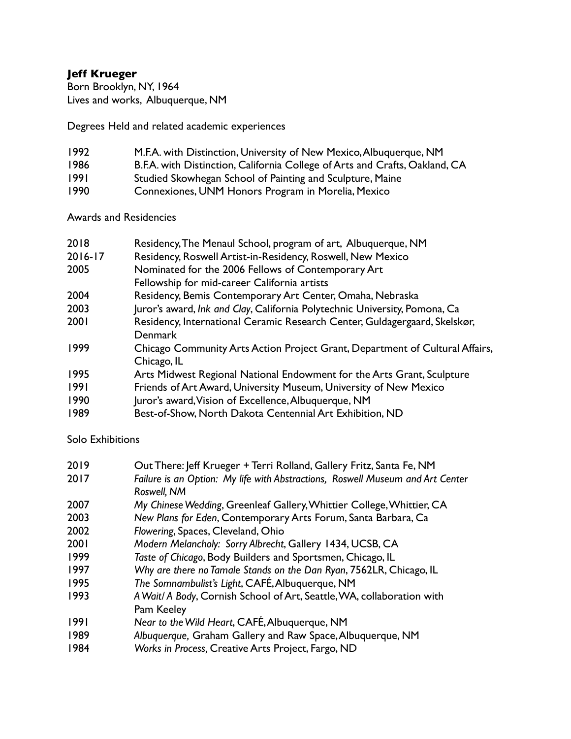**Jeff Krueger**
Born Brooklyn, NY, 1964
Lives and works, Albuquerque, NM

Degrees Held and related academic experiences

| | |
|---|---|
| 1992 | M.F.A. with Distinction, University of New Mexico, Albuquerque, NM |
| 1986 | B.F.A. with Distinction, California College of Arts and Crafts, Oakland, CA |
| 1991 | Studied Skowhegan School of Painting and Sculpture, Maine |
| 1990 | Connexiones, UNM Honors Program in Morelia, Mexico |

Awards and Residencies

| | |
|---|---|
| 2018 | Residency, The Menaul School, program of art, Albuquerque, NM |
| 2016-17 | Residency, Roswell Artist-in-Residency, Roswell, New Mexico |
| 2005 | Nominated for the 2006 Fellows of Contemporary Art Fellowship for mid-career California artists |
| 2004 | Residency, Bemis Contemporary Art Center, Omaha, Nebraska |
| 2003 | Juror's award, *Ink and Clay*, California Polytechnic University, Pomona, Ca |
| 2001 | Residency, International Ceramic Research Center, Guldagergaard, Skelskør, Denmark |
| 1999 | Chicago Community Arts Action Project Grant, Department of Cultural Affairs, Chicago, IL |
| 1995 | Arts Midwest Regional National Endowment for the Arts Grant, Sculpture |
| 1991 | Friends of Art Award, University Museum, University of New Mexico |
| 1990 | Juror's award, Vision of Excellence, Albuquerque, NM |
| 1989 | Best-of-Show, North Dakota Centennial Art Exhibition, ND |

Solo Exhibitions

| | |
|---|---|
| 2019 | Out There: Jeff Krueger + Terri Rolland, Gallery Fritz, Santa Fe, NM |
| 2017 | *Failure is an Option: My life with Abstractions, Roswell Museum and Art Center Roswell, NM* |
| 2007 | *My Chinese Wedding*, Greenleaf Gallery, Whittier College, Whittier, CA |
| 2003 | *New Plans for Eden*, Contemporary Arts Forum, Santa Barbara, Ca |
| 2002 | *Flowering*, Spaces, Cleveland, Ohio |
| 2001 | *Modern Melancholy: Sorry Albrecht*, Gallery 1434, UCSB, CA |
| 1999 | *Taste of Chicago*, Body Builders and Sportsmen, Chicago, IL |
| 1997 | *Why are there no Tamale Stands on the Dan Ryan*, 7562LR, Chicago, IL |
| 1995 | *The Somnambulist's Light*, CAFÉ, Albuquerque, NM |
| 1993 | *A Wait/ A Body*, Cornish School of Art, Seattle, WA, collaboration with Pam Keeley |
| 1991 | *Near to the Wild Heart*, CAFÉ, Albuquerque, NM |
| 1989 | *Albuquerque,* Graham Gallery and Raw Space, Albuquerque, NM |
| 1984 | *Works in Process,* Creative Arts Project, Fargo, ND |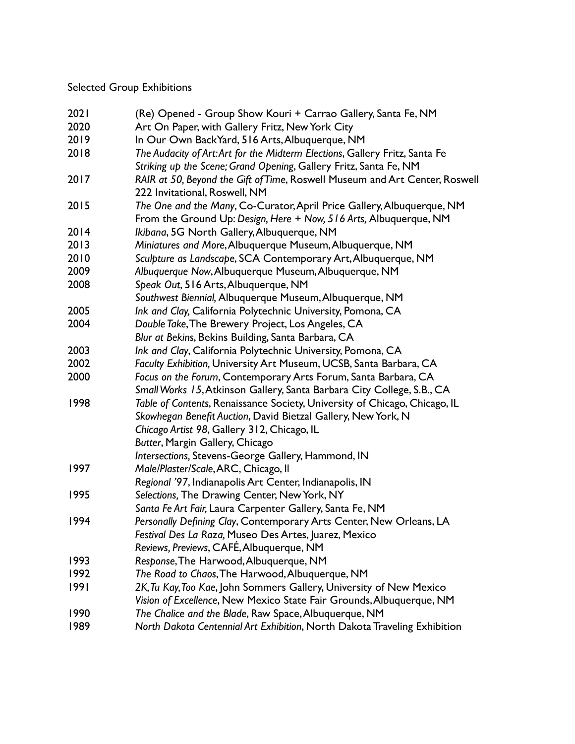## Selected Group Exhibitions

2021 (Re) Opened - Group Show Kouri + Carrao Gallery, Santa Fe, NM

2020 Art On Paper, with Gallery Fritz, New York City

2019 In Our Own BackYard, 516 Arts, Albuquerque, NM

2018 *The Audacity of Art: Art for the Midterm Elections*, Gallery Fritz, Santa Fe
*Striking up the Scene; Grand Opening*, Gallery Fritz, Santa Fe, NM

2017 *RAIR at 50, Beyond the Gift of Time*, Roswell Museum and Art Center, Roswell
222 Invitational, Roswell, NM

2015 *The One and the Many*, Co-Curator, April Price Gallery, Albuquerque, NM
From the Ground Up: *Design, Here + Now, 516 Arts,* Albuquerque, NM

2014 *Ikibana*, 5G North Gallery, Albuquerque, NM

2013 *Miniatures and More*, Albuquerque Museum, Albuquerque, NM

2010 *Sculpture as Landscape*, SCA Contemporary Art, Albuquerque, NM

2009 *Albuquerque Now*, Albuquerque Museum, Albuquerque, NM

2008 *Speak Out*, 516 Arts, Albuquerque, NM
*Southwest Biennial,* Albuquerque Museum, Albuquerque, NM

2005 *Ink and Clay,* California Polytechnic University, Pomona, CA

2004 *Double Take*, The Brewery Project, Los Angeles, CA
*Blur at Bekins*, Bekins Building, Santa Barbara, CA

2003 *Ink and Clay*, California Polytechnic University, Pomona, CA

2002 *Faculty Exhibition,* University Art Museum, UCSB, Santa Barbara, CA

2000 *Focus on the Forum*, Contemporary Arts Forum, Santa Barbara, CA
*Small Works 15*, Atkinson Gallery, Santa Barbara City College, S.B., CA

1998 *Table of Contents*, Renaissance Society, University of Chicago, Chicago, IL
*Skowhegan Benefit Auction*, David Bietzal Gallery, New York, N
*Chicago Artist 98*, Gallery 312, Chicago, IL
*Butter*, Margin Gallery, Chicago
*Intersections,* Stevens-George Gallery, Hammond, IN

1997 *Male/Plaster/Scale*, ARC, Chicago, Il
*Regional '97*, Indianapolis Art Center, Indianapolis, IN

1995 *Selections,* The Drawing Center, New York, NY
*Santa Fe Art Fair,* Laura Carpenter Gallery, Santa Fe, NM

1994 *Personally Defining Clay*, Contemporary Arts Center, New Orleans, LA
*Festival Des La Raza,* Museo Des Artes, Juarez, Mexico
*Reviews, Previews*, CAFÉ, Albuquerque, NM

1993 *Response*, The Harwood, Albuquerque, NM

1992 *The Road to Chaos*, The Harwood, Albuquerque, NM

1991 *2K, Tu Kay, Too Kae*, John Sommers Gallery, University of New Mexico
*Vision of Excellence*, New Mexico State Fair Grounds, Albuquerque, NM

1990 *The Chalice and the Blade*, Raw Space, Albuquerque, NM

1989 *North Dakota Centennial Art Exhibition*, North Dakota Traveling Exhibition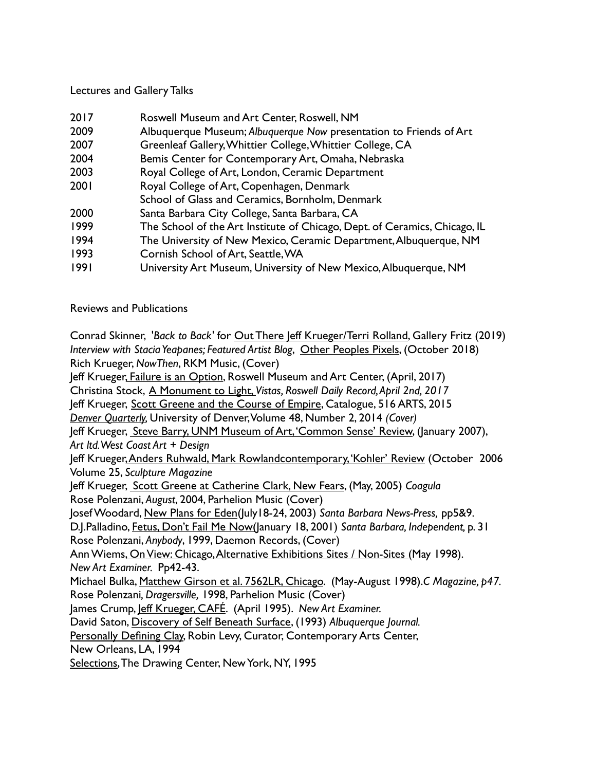## Lectures and Gallery Talks

| | |
|---|---|
| 2017 | Roswell Museum and Art Center, Roswell, NM |
| 2009 | Albuquerque Museum; *Albuquerque Now* presentation to Friends of Art |
| 2007 | Greenleaf Gallery, Whittier College, Whittier College, CA |
| 2004 | Bemis Center for Contemporary Art, Omaha, Nebraska |
| 2003 | Royal College of Art, London, Ceramic Department |
| 2001 | Royal College of Art, Copenhagen, Denmark |
| | School of Glass and Ceramics, Bornholm, Denmark |
| 2000 | Santa Barbara City College, Santa Barbara, CA |
| 1999 | The School of the Art Institute of Chicago, Dept. of Ceramics, Chicago, IL |
| 1994 | The University of New Mexico, Ceramic Department, Albuquerque, NM |
| 1993 | Cornish School of Art, Seattle, WA |
| 1991 | University Art Museum, University of New Mexico, Albuquerque, NM |

## Reviews and Publications

Conrad Skinner, '*Back to Back*' for Out There Jeff Krueger/Terri Rolland, Gallery Fritz (2019)
*Interview with Stacia Yeapanes; Featured Artist Blog*, Other Peoples Pixels, (October 2018)
Rich Krueger, *NowThen*, RKM Music, (Cover)
Jeff Krueger, Failure is an Option, Roswell Museum and Art Center, (April, 2017)
Christina Stock, A Monument to Light, *Vistas, Roswell Daily Record, April 2nd, 2017*
Jeff Krueger, Scott Greene and the Course of Empire, Catalogue, 516 ARTS, 2015
*Denver Quarterly,* University of Denver, Volume 48, Number 2, 2014 *(Cover)*
Jeff Krueger, Steve Barry, UNM Museum of Art, 'Common Sense' Review, (January 2007), *Art ltd. West Coast Art + Design*
Jeff Krueger, Anders Ruhwald, Mark Rowlandcontemporary, 'Kohler' Review (October 2006 Volume 25, *Sculpture Magazine*
Jeff Krueger, Scott Greene at Catherine Clark, New Fears, (May, 2005) *Coagula*
Rose Polenzani, *August*, 2004, Parhelion Music (Cover)
Josef Woodard, New Plans for Eden(July18-24, 2003) *Santa Barbara News-Press,* pp5&9.
D.J.Palladino, Fetus, Don't Fail Me Now(January 18, 2001) *Santa Barbara, Independent,* p. 31
Rose Polenzani, *Anybody*, 1999, Daemon Records, (Cover)
Ann Wiems, On View: Chicago, Alternative Exhibitions Sites / Non-Sites (May 1998). *New Art Examiner.* Pp42-43.
Michael Bulka, Matthew Girson et al. 7562LR, Chicago. (May-August 1998). *C Magazine, p47.*
Rose Polenzani, *Dragersville,* 1998, Parhelion Music (Cover)
James Crump, Jeff Krueger, CAFÉ. (April 1995). *New Art Examiner.*
David Saton, Discovery of Self Beneath Surface, (1993) *Albuquerque Journal.*
Personally Defining Clay, Robin Levy, Curator, Contemporary Arts Center, New Orleans, LA, 1994
Selections, The Drawing Center, New York, NY, 1995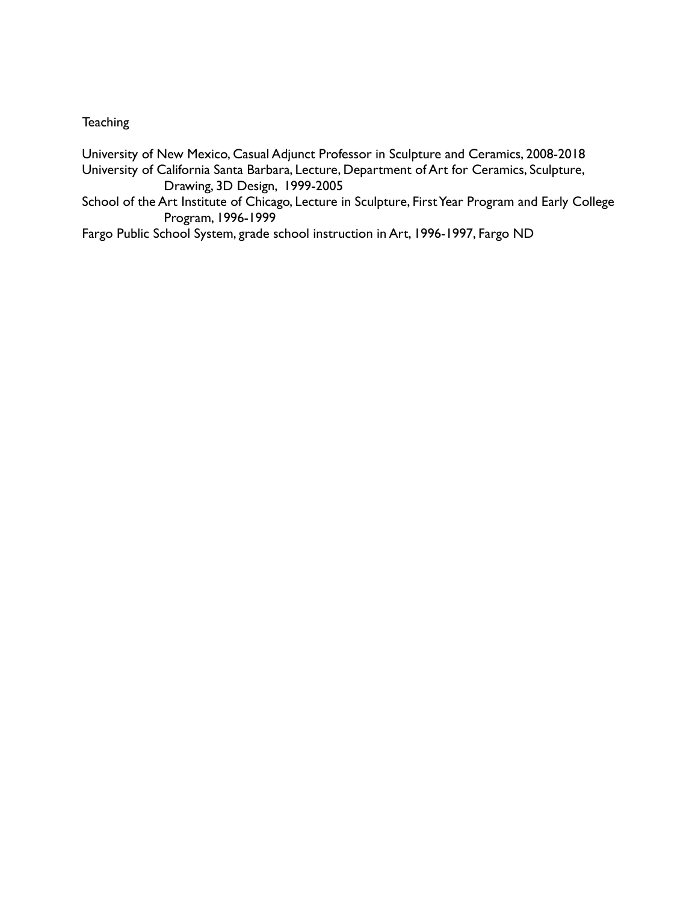## Teaching

University of New Mexico, Casual Adjunct Professor in Sculpture and Ceramics, 2008-2018
University of California Santa Barbara, Lecture, Department of Art for Ceramics, Sculpture, Drawing, 3D Design, 1999-2005
School of the Art Institute of Chicago, Lecture in Sculpture, First Year Program and Early College Program, 1996-1999
Fargo Public School System, grade school instruction in Art, 1996-1997, Fargo ND